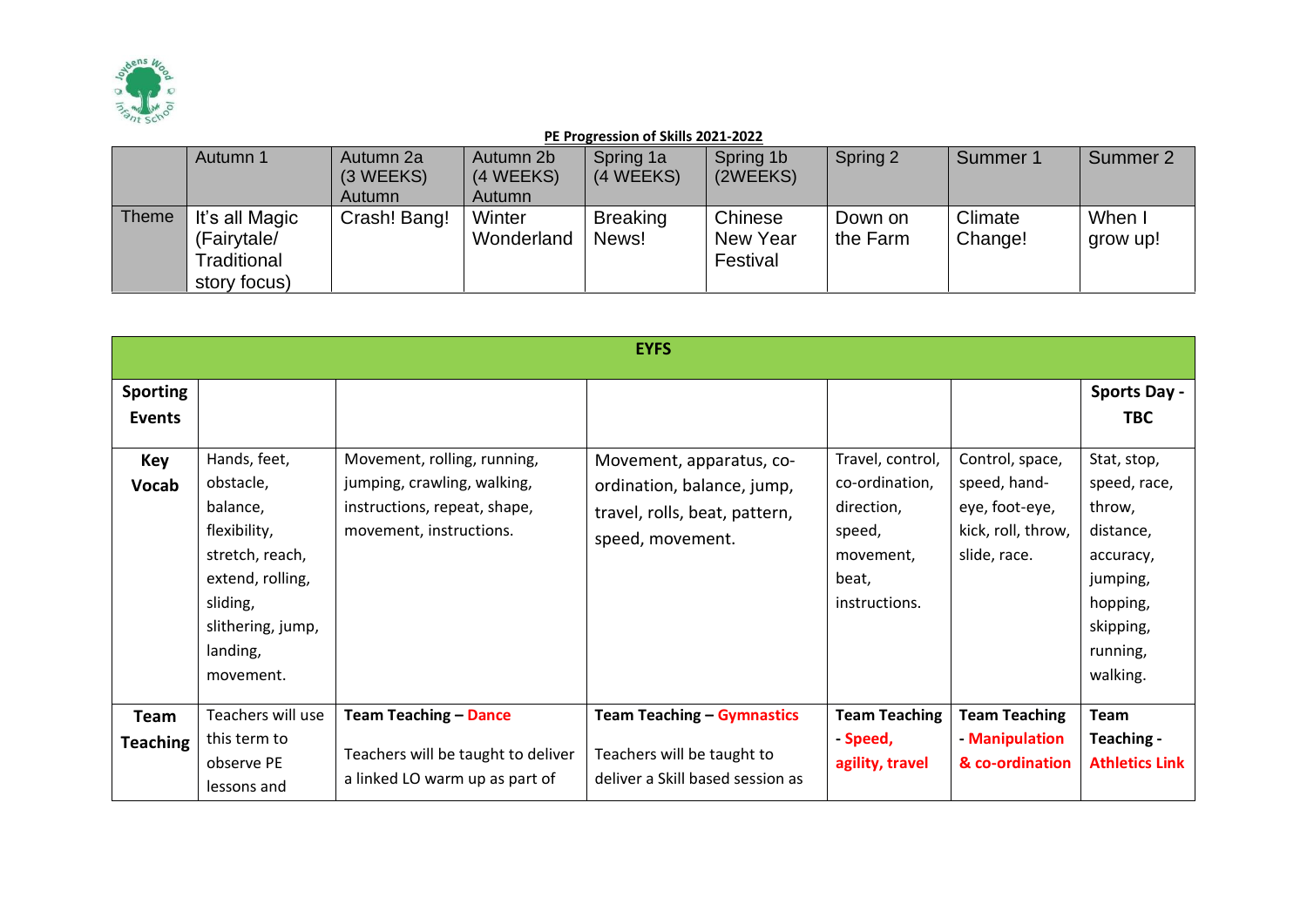**PE Progression of Skills 2021-2022**

| | Autumn 1 | Autumn 2a (3 WEEKS) Autumn | Autumn 2b (4 WEEKS) Autumn | Spring 1a (4 WEEKS) | Spring 1b (2WEEKS) | Spring 2 | Summer 1 | Summer 2 |
|---|---|---|---|---|---|---|---|---|
| Theme | It's all Magic (Fairytale/ Traditional story focus) | Crash! Bang! | Winter Wonderland | Breaking News! | Chinese New Year Festival | Down on the Farm | Climate Change! | When I grow up! |

| EYFS | | | | | | |
|---|---|---|---|---|---|---|
| **Sporting Events** | | | | | | **Sports Day - TBC** |
| **Key Vocab** | Hands, feet, obstacle, balance, flexibility, stretch, reach, extend, rolling, sliding, slithering, jump, landing, movement. | Movement, rolling, running, jumping, crawling, walking, instructions, repeat, shape, movement, instructions. | Movement, apparatus, co-ordination, balance, jump, travel, rolls, beat, pattern, speed, movement. | Travel, control, co-ordination, direction, speed, movement, beat, instructions. | Control, space, speed, hand-eye, foot-eye, kick, roll, throw, slide, race. | Stat, stop, speed, race, throw, distance, accuracy, jumping, hopping, skipping, running, walking. |
| **Team Teaching** | Teachers will use this term to observe PE lessons and | **Team Teaching – Dance**<br><br>Teachers will be taught to deliver a linked LO warm up as part of | **Team Teaching – Gymnastics**<br><br>Teachers will be taught to deliver a Skill based session as | **Team Teaching - Speed, agility, travel** | **Team Teaching - Manipulation & co-ordination** | **Team Teaching - Athletics Link** |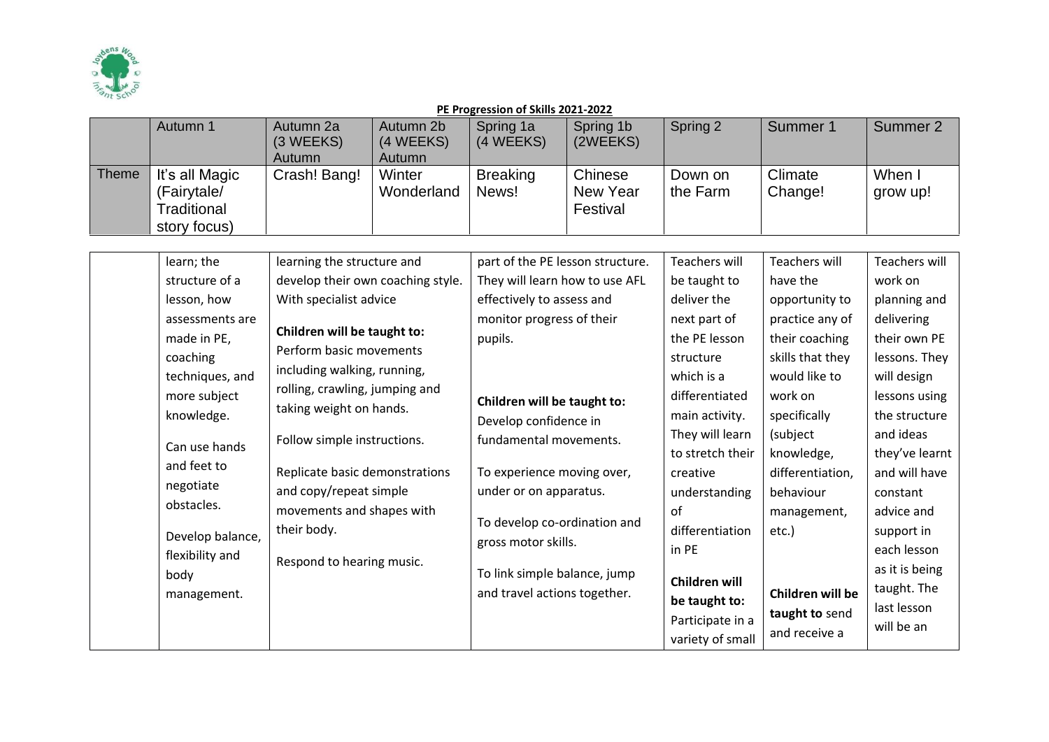**PE Progression of Skills 2021-2022**

| | Autumn 1 | Autumn 2a (3 WEEKS) Autumn | Autumn 2b (4 WEEKS) Autumn | Spring 1a (4 WEEKS) | Spring 1b (2WEEKS) | Spring 2 | Summer 1 | Summer 2 |
|---|---|---|---|---|---|---|---|---|
| Theme | It's all Magic (Fairytale/ Traditional story focus) | Crash! Bang! | Winter Wonderland | Breaking News! | Chinese New Year Festival | Down on the Farm | Climate Change! | When I grow up! |
| | learn; the structure of a lesson, how assessments are made in PE, coaching techniques, and more subject knowledge.<br><br>Can use hands and feet to negotiate obstacles.<br><br>Develop balance, flexibility and body management. | learning the structure and develop their own coaching style. With specialist advice<br><br>**Children will be taught to:**<br>Perform basic movements including walking, running, rolling, crawling, jumping and taking weight on hands.<br><br>Follow simple instructions.<br><br>Replicate basic demonstrations and copy/repeat simple movements and shapes with their body.<br><br>Respond to hearing music. | | part of the PE lesson structure. They will learn how to use AFL effectively to assess and monitor progress of their pupils.<br><br>**Children will be taught to:**<br>Develop confidence in fundamental movements.<br><br>To experience moving over, under or on apparatus.<br><br>To develop co-ordination and gross motor skills.<br><br>To link simple balance, jump and travel actions together. | | Teachers will be taught to deliver the next part of the PE lesson structure which is a differentiated main activity. They will learn to stretch their creative understanding of differentiation in PE<br><br>**Children will be taught to:**<br>Participate in a variety of small | Teachers will have the opportunity to practice any of their coaching skills that they would like to work on specifically (subject knowledge, differentiation, behaviour management, etc.)<br><br>**Children will be taught to** send and receive a | Teachers will work on planning and delivering their own PE lessons. They will design lessons using the structure and ideas they've learnt and will have constant advice and support in each lesson as it is being taught. The last lesson will be an |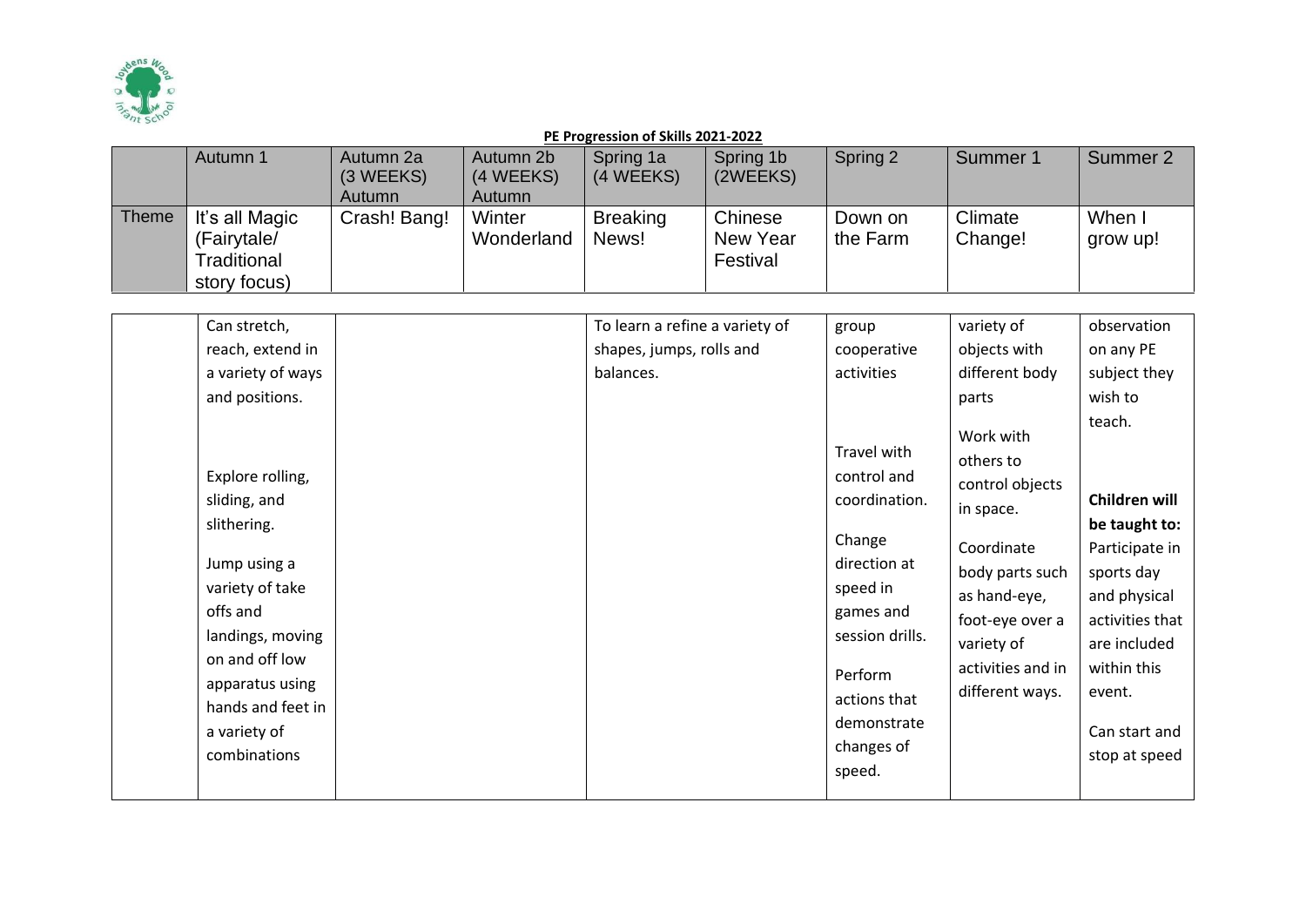**PE Progression of Skills 2021-2022**

| | Autumn 1 | Autumn 2a (3 WEEKS) Autumn | Autumn 2b (4 WEEKS) Autumn | Spring 1a (4 WEEKS) | Spring 1b (2WEEKS) | Spring 2 | Summer 1 | Summer 2 |
|---|---|---|---|---|---|---|---|---|
| Theme | It's all Magic (Fairytale/ Traditional story focus) | Crash! Bang! | Winter Wonderland | Breaking News! | Chinese New Year Festival | Down on the Farm | Climate Change! | When I grow up! |
| | Can stretch, reach, extend in a variety of ways and positions.<br><br>Explore rolling, sliding, and slithering.<br><br>Jump using a variety of take offs and landings, moving on and off low apparatus using hands and feet in a variety of combinations | | | To learn a refine a variety of shapes, jumps, rolls and balances. | | group cooperative activities<br><br>Travel with control and coordination.<br><br>Change direction at speed in games and session drills.<br><br>Perform actions that demonstrate changes of speed. | variety of objects with different body parts<br><br>Work with others to control objects in space.<br><br>Coordinate body parts such as hand-eye, foot-eye over a variety of activities and in different ways. | observation on any PE subject they wish to teach.<br><br>**Children will be taught to:** Participate in sports day and physical activities that are included within this event.<br><br>Can start and stop at speed |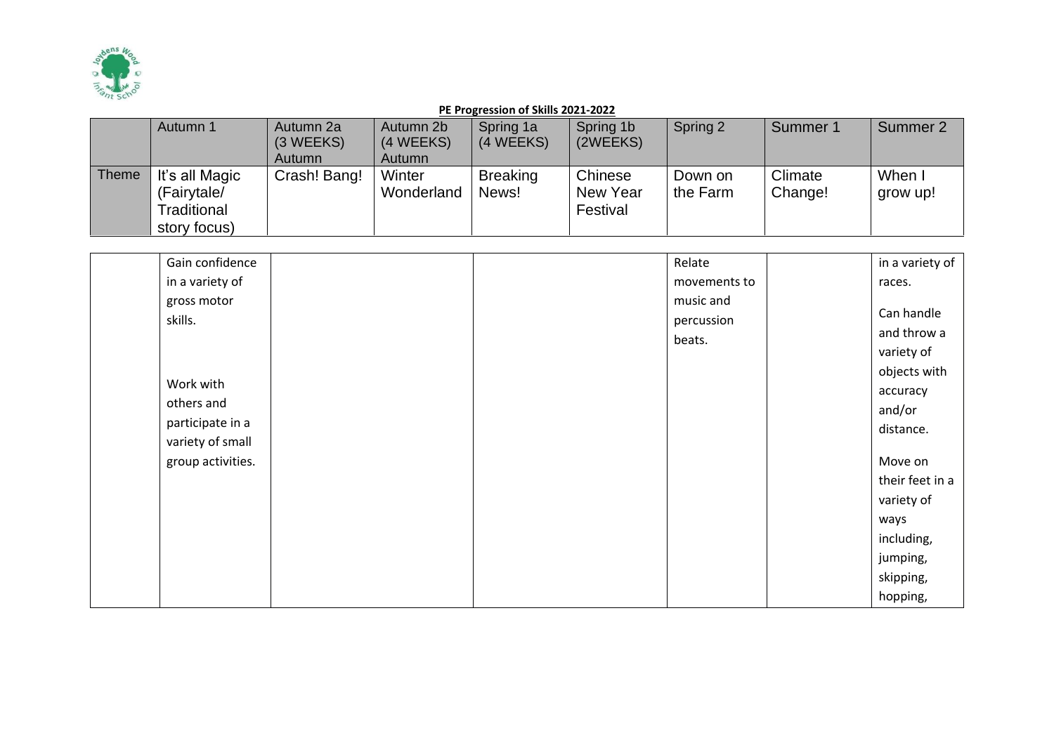**PE Progression of Skills 2021-2022**

| | Autumn 1 | Autumn 2a (3 WEEKS) Autumn | Autumn 2b (4 WEEKS) Autumn | Spring 1a (4 WEEKS) | Spring 1b (2WEEKS) | Spring 2 | Summer 1 | Summer 2 |
|---|---|---|---|---|---|---|---|---|
| Theme | It's all Magic (Fairytale/ Traditional story focus) | Crash! Bang! | Winter Wonderland | Breaking News! | Chinese New Year Festival | Down on the Farm | Climate Change! | When I grow up! |
| | Gain confidence in a variety of gross motor skills.<br><br>Work with others and participate in a variety of small group activities. | | | | | Relate movements to music and percussion beats. | | in a variety of races.<br><br>Can handle and throw a variety of objects with accuracy and/or distance.<br><br>Move on their feet in a variety of ways including, jumping, skipping, hopping, |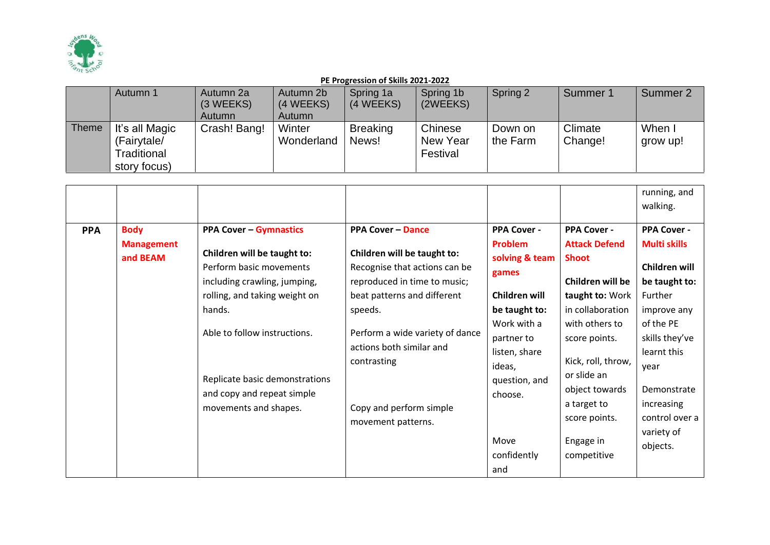**PE Progression of Skills 2021-2022**

| | Autumn 1 | Autumn 2a (3 WEEKS) Autumn | Autumn 2b (4 WEEKS) Autumn | Spring 1a (4 WEEKS) | Spring 1b (2WEEKS) | Spring 2 | Summer 1 | Summer 2 |
|---|---|---|---|---|---|---|---|---|
| Theme | It's all Magic (Fairytale/ Traditional story focus) | Crash! Bang! | Winter Wonderland | Breaking News! | Chinese New Year Festival | Down on the Farm | Climate Change! | When I grow up! |

| | | | | | | |
|---|---|---|---|---|---|---|
| | | | | | | running, and walking. |
| **PPA** | **Body Management and BEAM** | **PPA Cover – Gymnastics**<br><br>**Children will be taught to:**<br>Perform basic movements including crawling, jumping, rolling, and taking weight on hands.<br><br>Able to follow instructions.<br><br>Replicate basic demonstrations and copy and repeat simple movements and shapes. | **PPA Cover – Dance**<br><br>**Children will be taught to:**<br>Recognise that actions can be reproduced in time to music; beat patterns and different speeds.<br><br>Perform a wide variety of dance actions both similar and contrasting<br><br>Copy and perform simple movement patterns. | **PPA Cover - Problem solving & team games**<br><br>**Children will be taught to:**<br>Work with a partner to listen, share ideas, question, and choose.<br><br>Move confidently and | **PPA Cover - Attack Defend Shoot**<br><br>**Children will be taught to:** Work in collaboration with others to score points.<br><br>Kick, roll, throw, or slide an object towards a target to score points.<br><br>Engage in competitive | **PPA Cover - Multi skills**<br><br>**Children will be taught to:** Further improve any of the PE skills they've learnt this year<br><br>Demonstrate increasing control over a variety of objects. |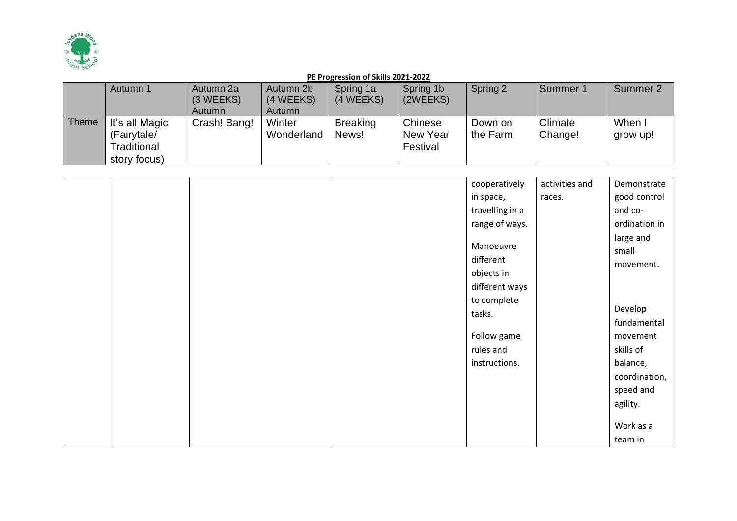**PE Progression of Skills 2021-2022**

| | Autumn 1 | Autumn 2a (3 WEEKS) Autumn | Autumn 2b (4 WEEKS) Autumn | Spring 1a (4 WEEKS) | Spring 1b (2WEEKS) | Spring 2 | Summer 1 | Summer 2 |
|---|---|---|---|---|---|---|---|---|
| Theme | It's all Magic (Fairytale/ Traditional story focus) | Crash! Bang! | Winter Wonderland | Breaking News! | Chinese New Year Festival | Down on the Farm | Climate Change! | When I grow up! |
| | | | | | | cooperatively in space, travelling in a range of ways.<br><br>Manoeuvre different objects in different ways to complete tasks.<br><br>Follow game rules and instructions. | activities and races. | Demonstrate good control and co-ordination in large and small movement.<br><br>Develop fundamental movement skills of balance, coordination, speed and agility.<br><br>Work as a team in |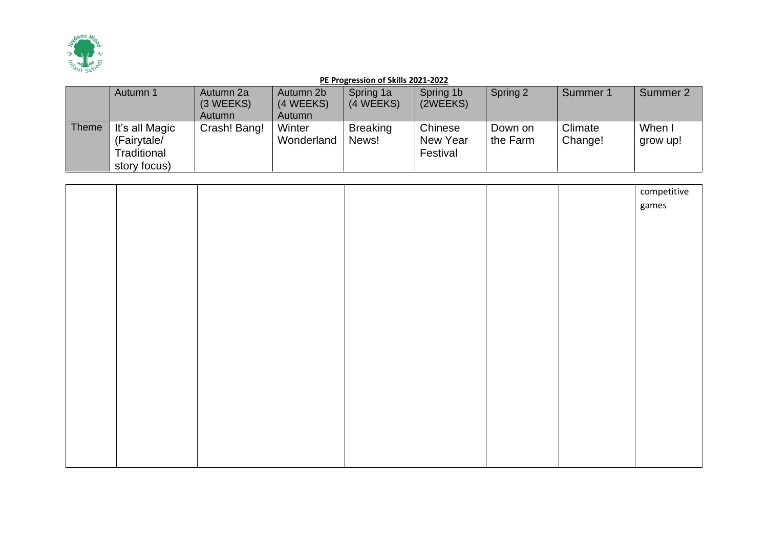**PE Progression of Skills 2021-2022**

| | Autumn 1 | Autumn 2a (3 WEEKS) Autumn | Autumn 2b (4 WEEKS) Autumn | Spring 1a (4 WEEKS) | Spring 1b (2WEEKS) | Spring 2 | Summer 1 | Summer 2 |
|---|---|---|---|---|---|---|---|---|
| Theme | It's all Magic (Fairytale/ Traditional story focus) | Crash! Bang! | Winter Wonderland | Breaking News! | Chinese New Year Festival | Down on the Farm | Climate Change! | When I grow up! |

| | | | | | | |
|---|---|---|---|---|---|---|
| | | | | | | competitive games |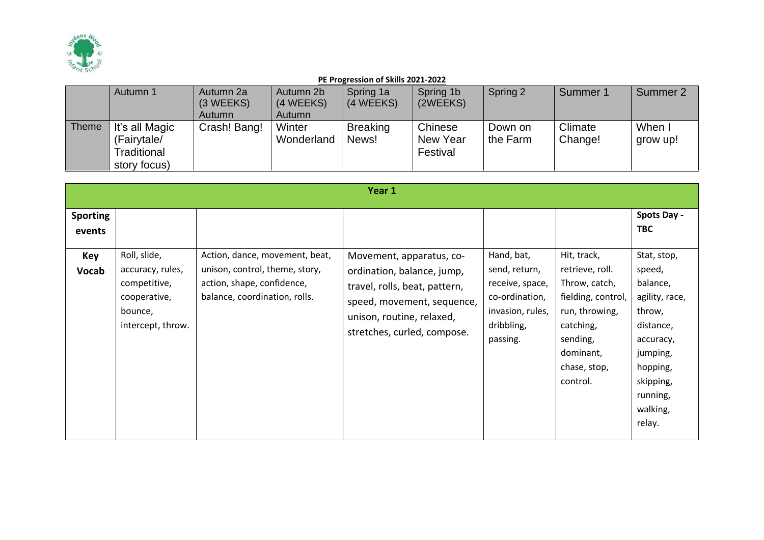**PE Progression of Skills 2021-2022**

| | Autumn 1 | Autumn 2a (3 WEEKS) Autumn | Autumn 2b (4 WEEKS) Autumn | Spring 1a (4 WEEKS) | Spring 1b (2WEEKS) | Spring 2 | Summer 1 | Summer 2 |
|---|---|---|---|---|---|---|---|---|
| Theme | It's all Magic (Fairytale/ Traditional story focus) | Crash! Bang! | Winter Wonderland | Breaking News! | Chinese New Year Festival | Down on the Farm | Climate Change! | When I grow up! |

| Year 1 | | | | | | |
|---|---|---|---|---|---|---|
| **Sporting events** | | | | | | **Spots Day - TBC** |
| **Key Vocab** | Roll, slide, accuracy, rules, competitive, cooperative, bounce, intercept, throw. | Action, dance, movement, beat, unison, control, theme, story, action, shape, confidence, balance, coordination, rolls. | Movement, apparatus, co-ordination, balance, jump, travel, rolls, beat, pattern, speed, movement, sequence, unison, routine, relaxed, stretches, curled, compose. | Hand, bat, send, return, receive, space, co-ordination, invasion, rules, dribbling, passing. | Hit, track, retrieve, roll. Throw, catch, fielding, control, run, throwing, catching, sending, dominant, chase, stop, control. | Stat, stop, speed, balance, agility, race, throw, distance, accuracy, jumping, hopping, skipping, running, walking, relay. |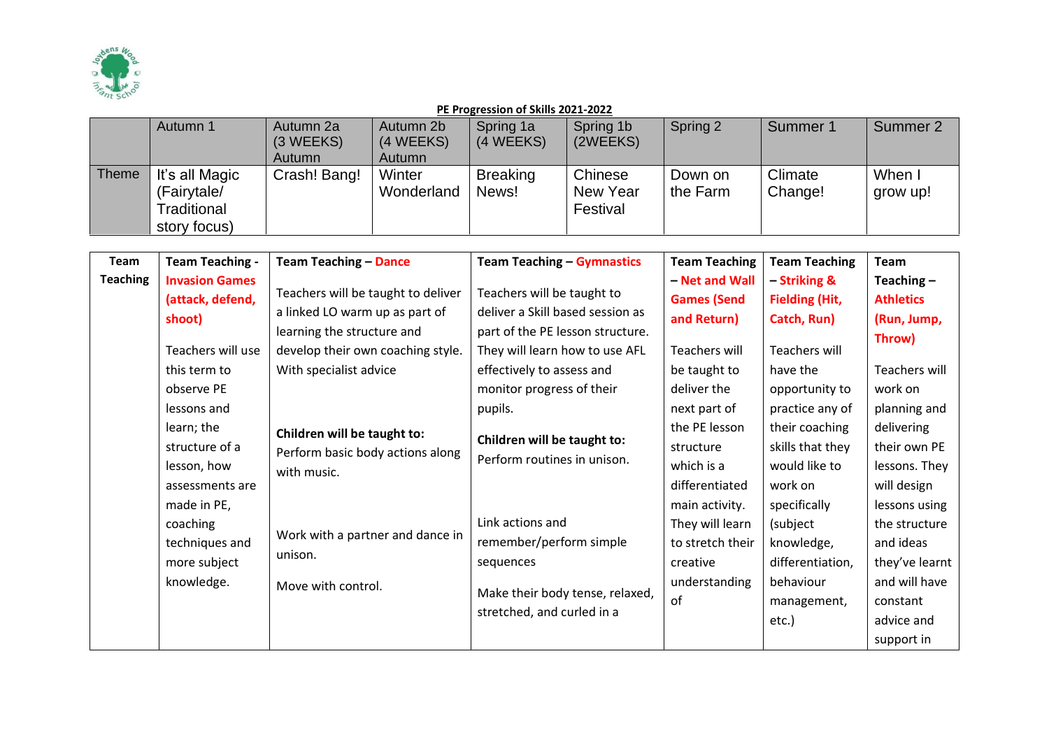**PE Progression of Skills 2021-2022**

| | Autumn 1 | Autumn 2a (3 WEEKS) Autumn | Autumn 2b (4 WEEKS) Autumn | Spring 1a (4 WEEKS) | Spring 1b (2WEEKS) | Spring 2 | Summer 1 | Summer 2 |
|---|---|---|---|---|---|---|---|---|
| Theme | It's all Magic (Fairytale/ Traditional story focus) | Crash! Bang! | Winter Wonderland | Breaking News! | Chinese New Year Festival | Down on the Farm | Climate Change! | When I grow up! |

| **Team Teaching** | **Team Teaching - Invasion Games (attack, defend, shoot)** | **Team Teaching – Dance** | **Team Teaching – Gymnastics** | **Team Teaching – Net and Wall Games (Send and Return)** | **Team Teaching – Striking & Fielding (Hit, Catch, Run)** | **Team Teaching – Athletics (Run, Jump, Throw)** |
|---|---|---|---|---|---|---|
| | Teachers will use this term to observe PE lessons and learn; the structure of a lesson, how assessments are made in PE, coaching techniques and more subject knowledge. | Teachers will be taught to deliver a linked LO warm up as part of learning the structure and develop their own coaching style. With specialist advice<br><br>**Children will be taught to:**<br>Perform basic body actions along with music.<br><br>Work with a partner and dance in unison.<br><br>Move with control. | Teachers will be taught to deliver a Skill based session as part of the PE lesson structure. They will learn how to use AFL effectively to assess and monitor progress of their pupils.<br><br>**Children will be taught to:**<br>Perform routines in unison.<br><br>Link actions and remember/perform simple sequences<br><br>Make their body tense, relaxed, stretched, and curled in a | Teachers will be taught to deliver the next part of the PE lesson structure which is a differentiated main activity. They will learn to stretch their creative understanding of | Teachers will have the opportunity to practice any of their coaching skills that they would like to work on specifically (subject knowledge, differentiation, behaviour management, etc.) | Teachers will work on planning and delivering their own PE lessons. They will design lessons using the structure and ideas they've learnt and will have constant advice and support in |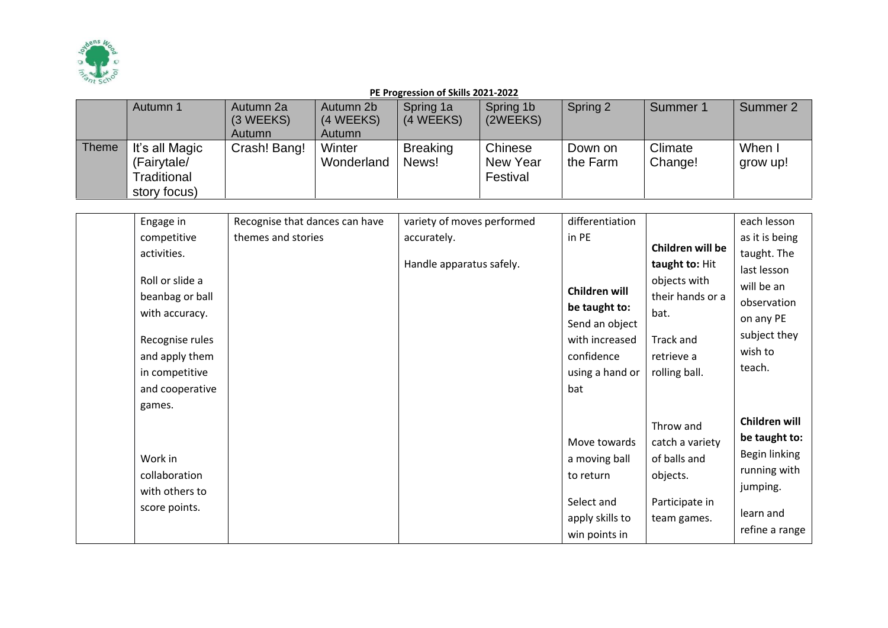**PE Progression of Skills 2021-2022**

| | Autumn 1 | Autumn 2a (3 WEEKS) Autumn | Autumn 2b (4 WEEKS) Autumn | Spring 1a (4 WEEKS) | Spring 1b (2WEEKS) | Spring 2 | Summer 1 | Summer 2 |
|---|---|---|---|---|---|---|---|---|
| Theme | It's all Magic (Fairytale/ Traditional story focus) | Crash! Bang! | Winter Wonderland | Breaking News! | Chinese New Year Festival | Down on the Farm | Climate Change! | When I grow up! |

| | | | | | | |
|---|---|---|---|---|---|---|
| | Engage in competitive activities.<br><br>Roll or slide a beanbag or ball with accuracy.<br><br>Recognise rules and apply them in competitive and cooperative games.<br><br>Work in collaboration with others to score points. | Recognise that dances can have themes and stories | variety of moves performed accurately.<br><br>Handle apparatus safely. | differentiation in PE<br><br>**Children will be taught to:** Send an object with increased confidence using a hand or bat<br><br>Move towards a moving ball to return<br><br>Select and apply skills to win points in | **Children will be taught to:** Hit objects with their hands or a bat.<br><br>Track and retrieve a rolling ball.<br><br>Throw and catch a variety of balls and objects.<br><br>Participate in team games. | each lesson as it is being taught. The last lesson will be an observation on any PE subject they wish to teach.<br><br>**Children will be taught to:** Begin linking running with jumping.<br><br>learn and refine a range |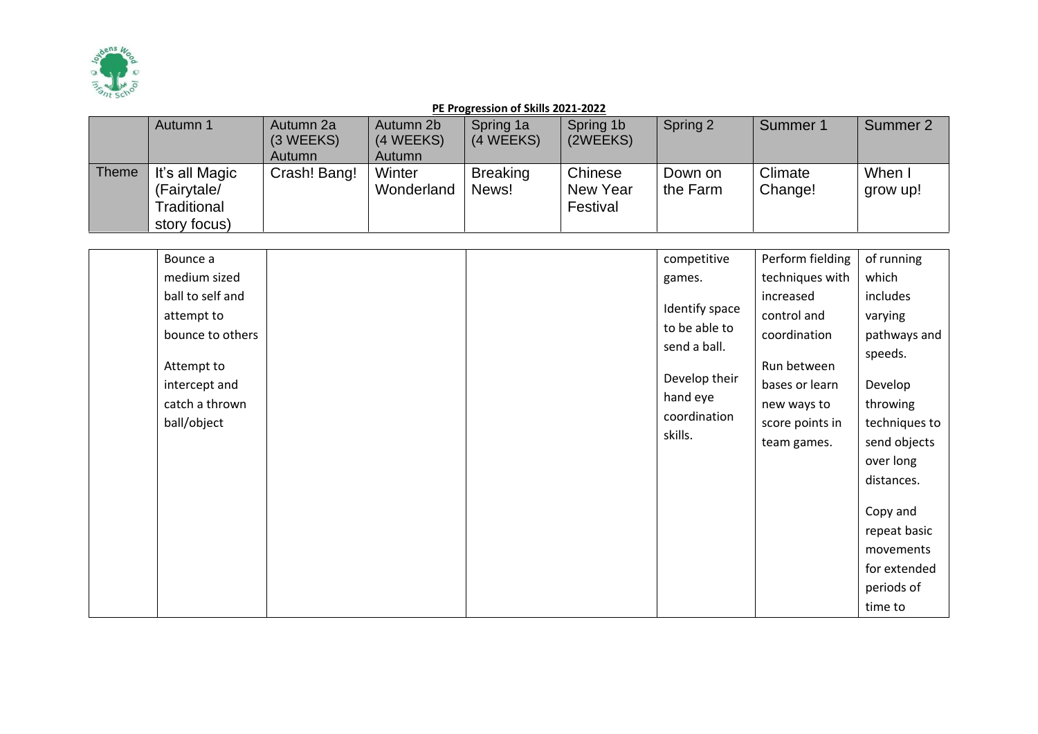**PE Progression of Skills 2021-2022**

| | Autumn 1 | Autumn 2a (3 WEEKS) Autumn | Autumn 2b (4 WEEKS) Autumn | Spring 1a (4 WEEKS) | Spring 1b (2WEEKS) | Spring 2 | Summer 1 | Summer 2 |
|---|---|---|---|---|---|---|---|---|
| Theme | It's all Magic (Fairytale/ Traditional story focus) | Crash! Bang! | Winter Wonderland | Breaking News! | Chinese New Year Festival | Down on the Farm | Climate Change! | When I grow up! |
| | Bounce a medium sized ball to self and attempt to bounce to others<br><br>Attempt to intercept and catch a thrown ball/object | | | | | competitive games.<br><br>Identify space to be able to send a ball.<br><br>Develop their hand eye coordination skills. | Perform fielding techniques with increased control and coordination<br><br>Run between bases or learn new ways to score points in team games. | of running which includes varying pathways and speeds.<br><br>Develop throwing techniques to send objects over long distances.<br><br>Copy and repeat basic movements for extended periods of time to |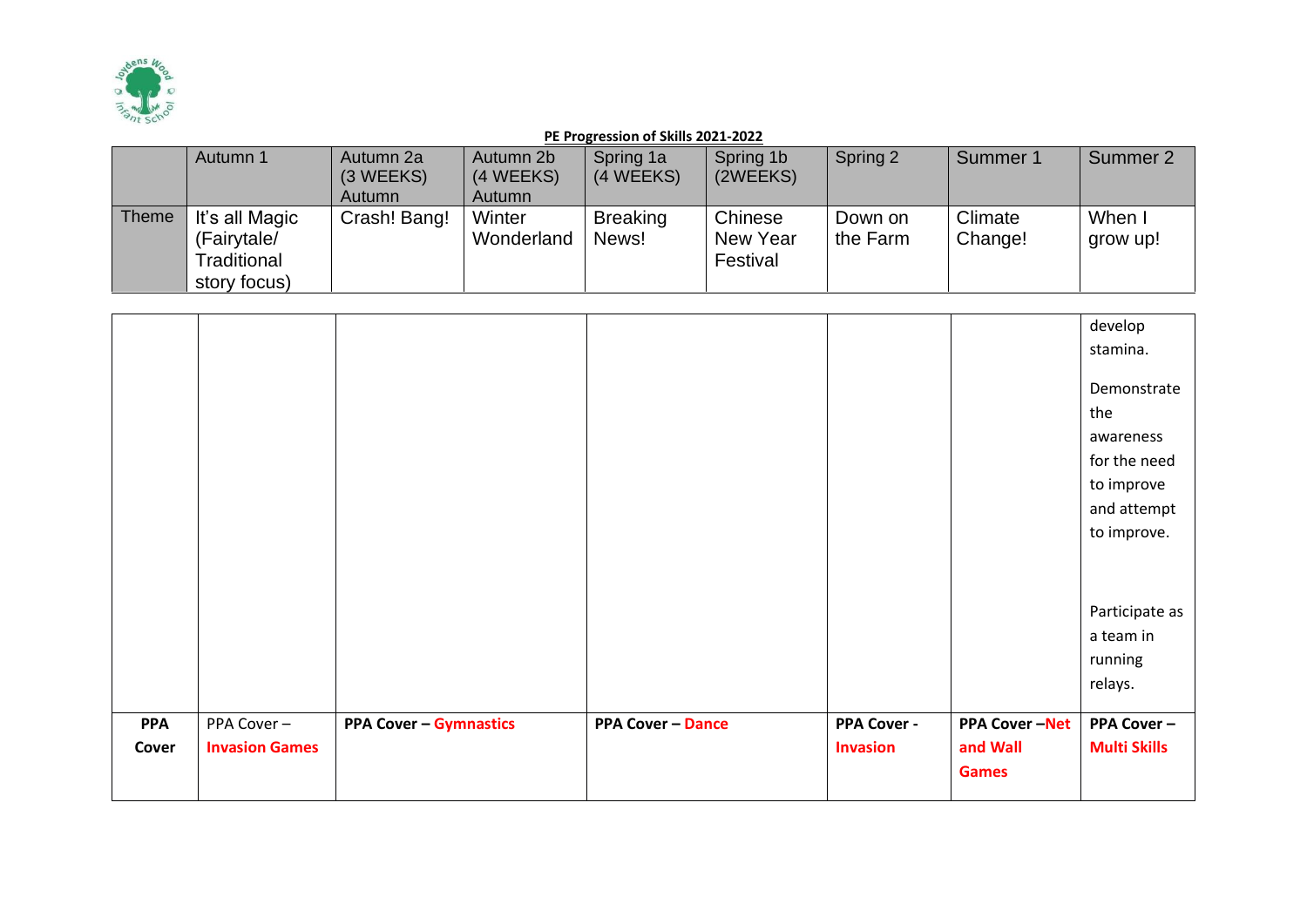**PE Progression of Skills 2021-2022**

| | Autumn 1 | Autumn 2a (3 WEEKS) Autumn | Autumn 2b (4 WEEKS) Autumn | Spring 1a (4 WEEKS) | Spring 1b (2WEEKS) | Spring 2 | Summer 1 | Summer 2 |
|---|---|---|---|---|---|---|---|---|
| Theme | It's all Magic (Fairytale/ Traditional story focus) | Crash! Bang! | Winter Wonderland | Breaking News! | Chinese New Year Festival | Down on the Farm | Climate Change! | When I grow up! |

| | | | | | | |
|---|---|---|---|---|---|---|
| | | | | | | develop stamina.<br><br>Demonstrate the awareness for the need to improve and attempt to improve.<br><br>Participate as a team in running relays. |
| **PPA Cover** | PPA Cover – **Invasion Games** | **PPA Cover – Gymnastics** | **PPA Cover – Dance** | **PPA Cover - Invasion** | **PPA Cover –Net and Wall Games** | **PPA Cover – Multi Skills** |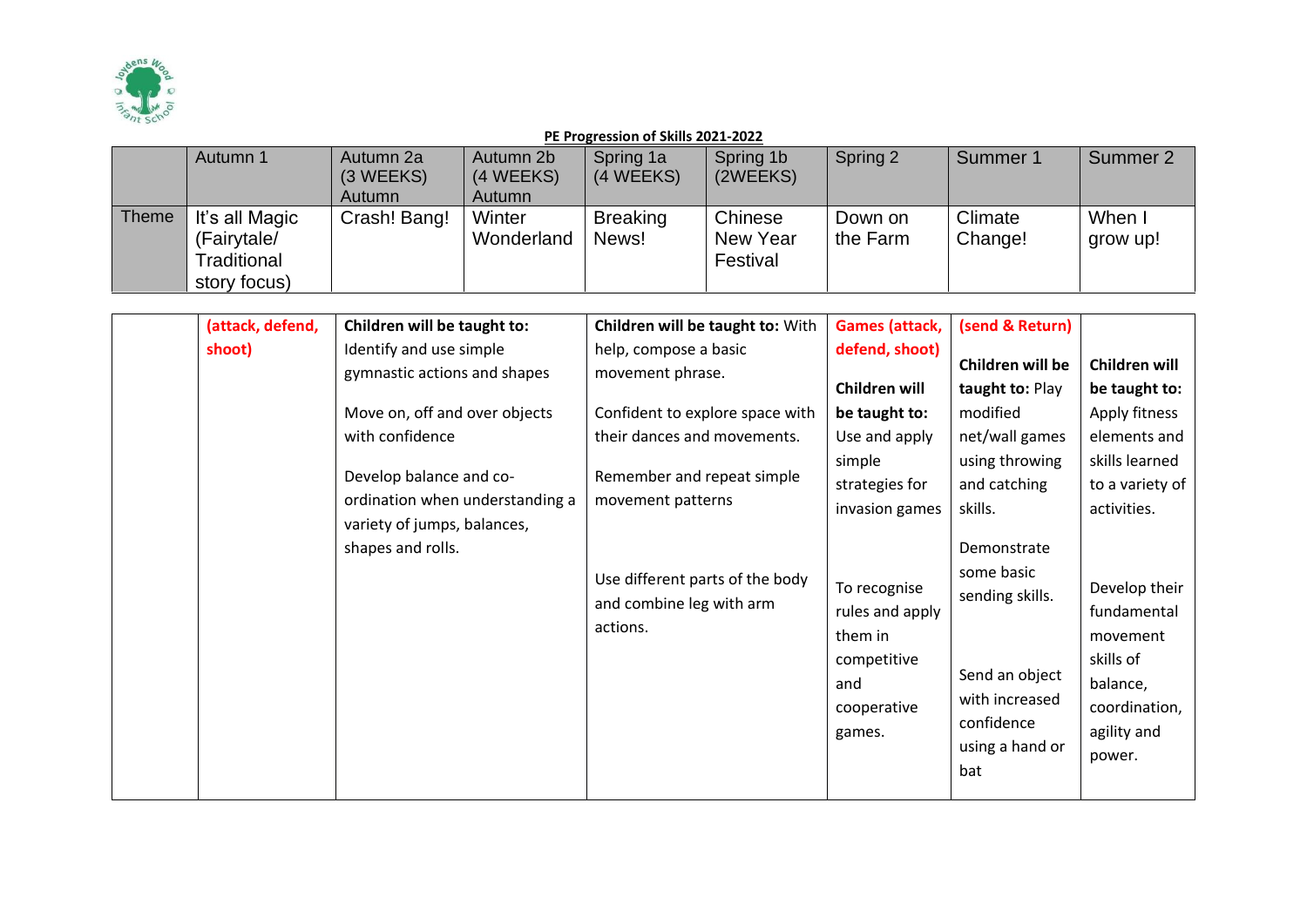**PE Progression of Skills 2021-2022**

| | Autumn 1 | Autumn 2a (3 WEEKS) Autumn | Autumn 2b (4 WEEKS) Autumn | Spring 1a (4 WEEKS) | Spring 1b (2WEEKS) | Spring 2 | Summer 1 | Summer 2 |
|---|---|---|---|---|---|---|---|---|
| Theme | It's all Magic (Fairytale/ Traditional story focus) | Crash! Bang! | Winter Wonderland | Breaking News! | Chinese New Year Festival | Down on the Farm | Climate Change! | When I grow up! |
| | (attack, defend, shoot) | **Children will be taught to:** Identify and use simple gymnastic actions and shapes<br><br>Move on, off and over objects with confidence<br><br>Develop balance and co-ordination when understanding a variety of jumps, balances, shapes and rolls. | | **Children will be taught to:** With help, compose a basic movement phrase.<br><br>Confident to explore space with their dances and movements.<br><br>Remember and repeat simple movement patterns<br><br>Use different parts of the body and combine leg with arm actions. | | Games (attack, defend, shoot)<br><br>**Children will be taught to:** Use and apply simple strategies for invasion games<br><br>To recognise rules and apply them in competitive and cooperative games. | (send & Return)<br><br>**Children will be taught to:** Play modified net/wall games using throwing and catching skills.<br><br>Demonstrate some basic sending skills.<br><br>Send an object with increased confidence using a hand or bat | **Children will be taught to:** Apply fitness elements and skills learned to a variety of activities.<br><br>Develop their fundamental movement skills of balance, coordination, agility and power. |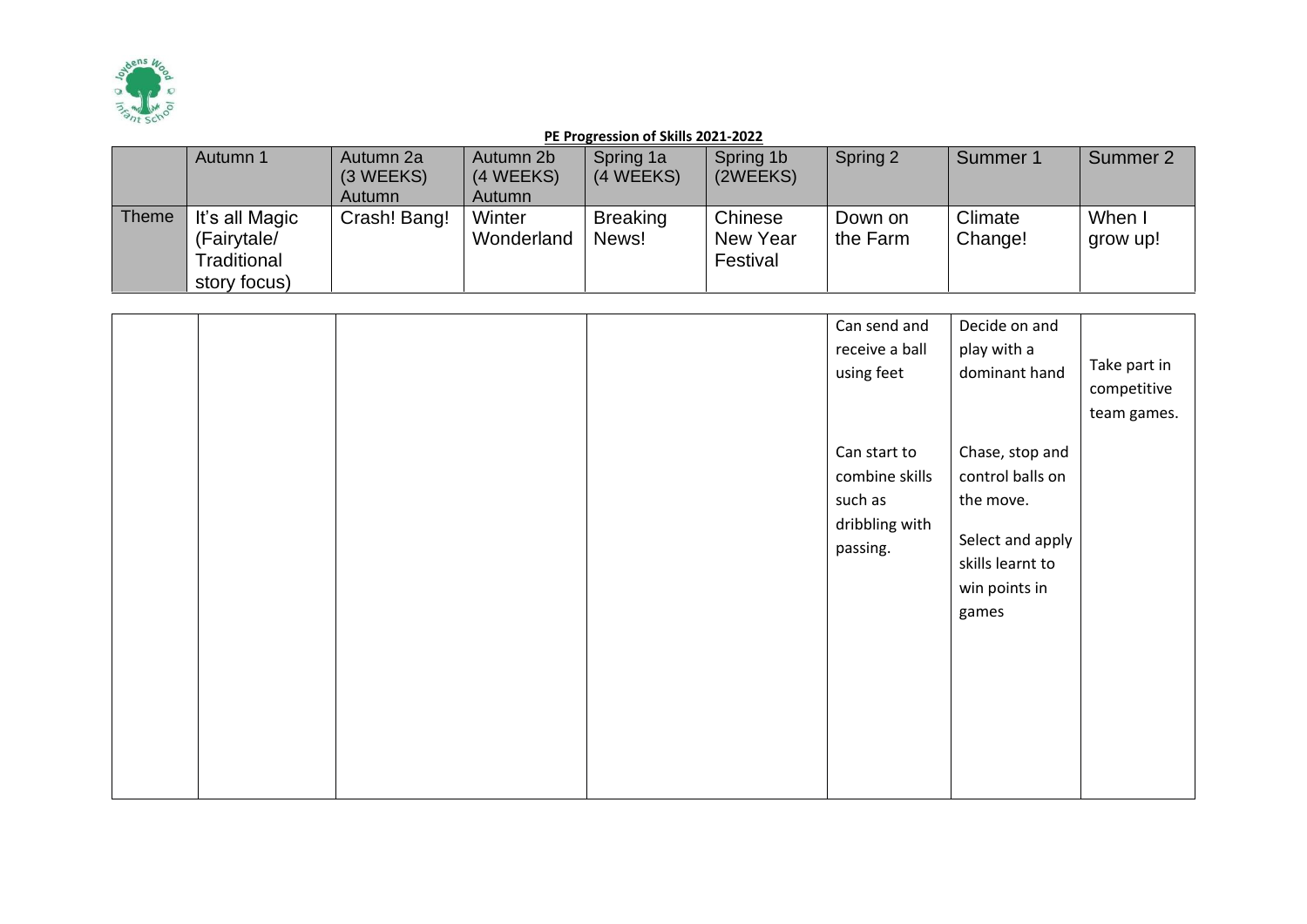**PE Progression of Skills 2021-2022**

| | Autumn 1 | Autumn 2a (3 WEEKS) Autumn | Autumn 2b (4 WEEKS) Autumn | Spring 1a (4 WEEKS) | Spring 1b (2WEEKS) | Spring 2 | Summer 1 | Summer 2 |
|---|---|---|---|---|---|---|---|---|
| Theme | It's all Magic (Fairytale/ Traditional story focus) | Crash! Bang! | Winter Wonderland | Breaking News! | Chinese New Year Festival | Down on the Farm | Climate Change! | When I grow up! |
| | | | | | | Can send and receive a ball using feet<br><br>Can start to combine skills such as dribbling with passing. | Decide on and play with a dominant hand<br><br>Chase, stop and control balls on the move.<br><br>Select and apply skills learnt to win points in games | Take part in competitive team games. |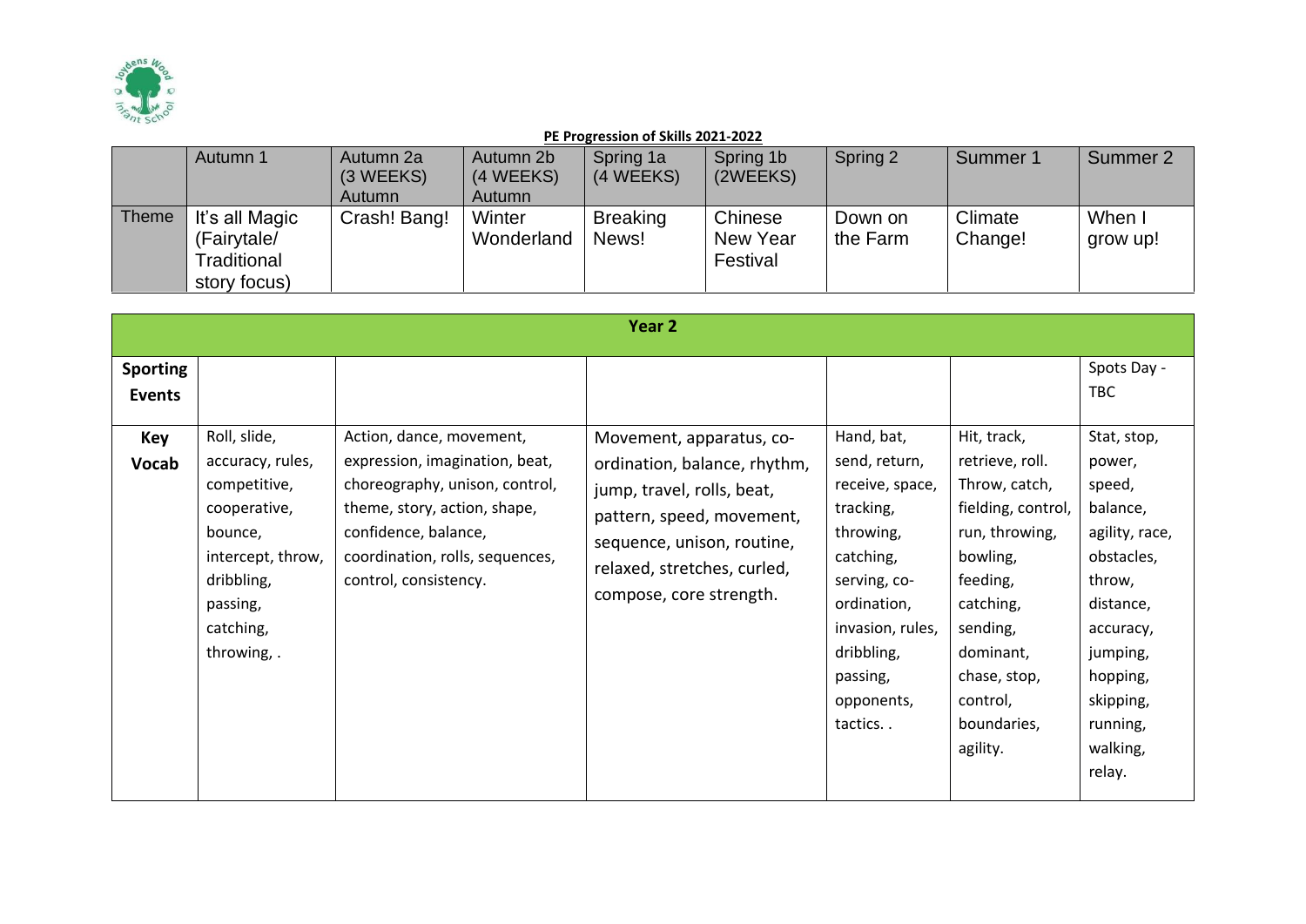**PE Progression of Skills 2021-2022**

| | Autumn 1 | Autumn 2a (3 WEEKS) Autumn | Autumn 2b (4 WEEKS) Autumn | Spring 1a (4 WEEKS) | Spring 1b (2WEEKS) | Spring 2 | Summer 1 | Summer 2 |
|---|---|---|---|---|---|---|---|---|
| Theme | It's all Magic (Fairytale/ Traditional story focus) | Crash! Bang! | Winter Wonderland | Breaking News! | Chinese New Year Festival | Down on the Farm | Climate Change! | When I grow up! |

| Year 2 | | | | | | |
|---|---|---|---|---|---|---|
| **Sporting Events** | | | | | | Spots Day - TBC |
| **Key Vocab** | Roll, slide, accuracy, rules, competitive, cooperative, bounce, intercept, throw, dribbling, passing, catching, throwing, . | Action, dance, movement, expression, imagination, beat, choreography, unison, control, theme, story, action, shape, confidence, balance, coordination, rolls, sequences, control, consistency. | Movement, apparatus, co-ordination, balance, rhythm, jump, travel, rolls, beat, pattern, speed, movement, sequence, unison, routine, relaxed, stretches, curled, compose, core strength. | Hand, bat, send, return, receive, space, tracking, throwing, catching, serving, co-ordination, invasion, rules, dribbling, passing, opponents, tactics. . | Hit, track, retrieve, roll. Throw, catch, fielding, control, run, throwing, bowling, feeding, catching, sending, dominant, chase, stop, control, boundaries, agility. | Stat, stop, power, speed, balance, agility, race, obstacles, throw, distance, accuracy, jumping, hopping, skipping, running, walking, relay. |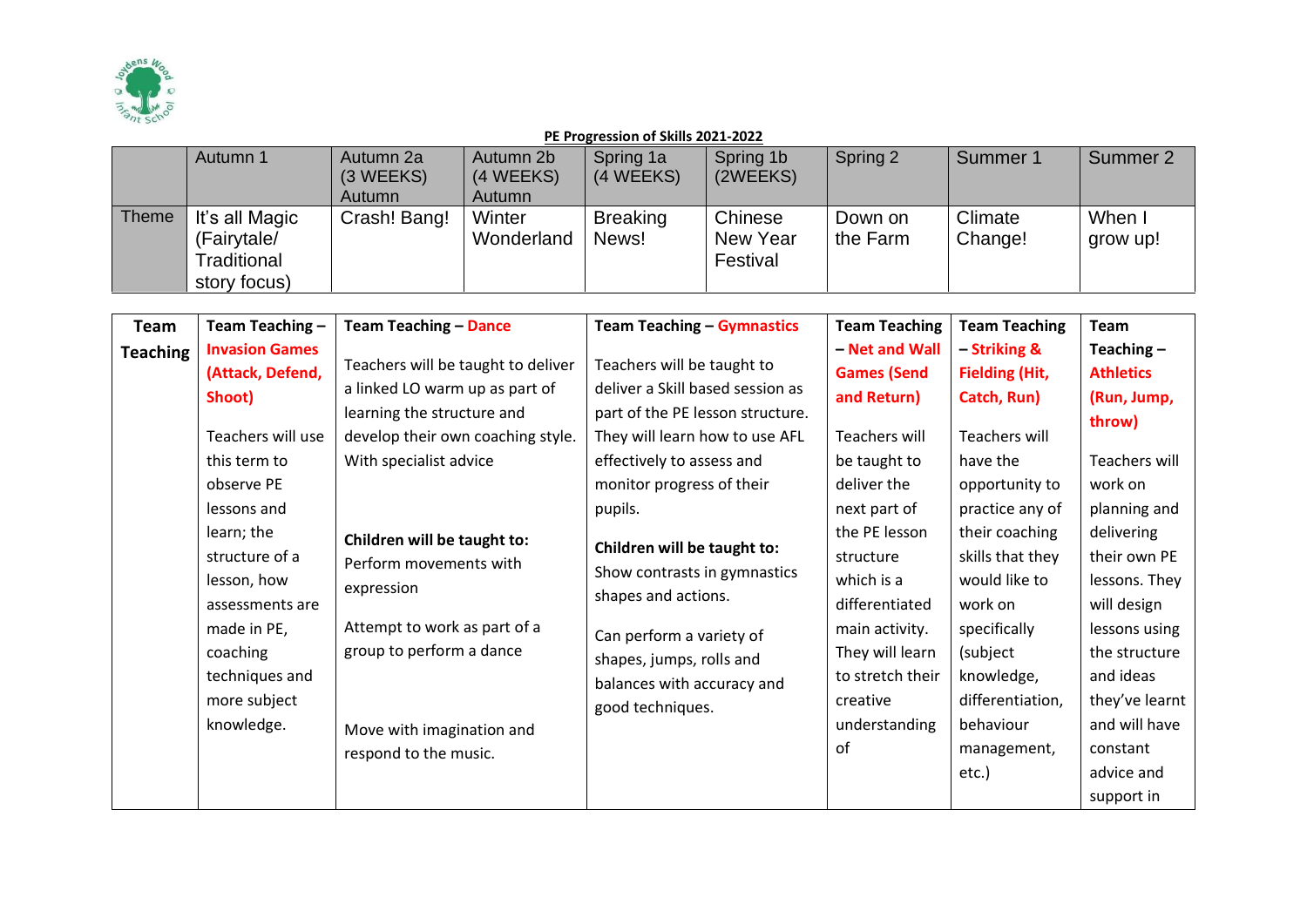**PE Progression of Skills 2021-2022**

| | Autumn 1 | Autumn 2a (3 WEEKS) Autumn | Autumn 2b (4 WEEKS) Autumn | Spring 1a (4 WEEKS) | Spring 1b (2WEEKS) | Spring 2 | Summer 1 | Summer 2 |
|---|---|---|---|---|---|---|---|---|
| Theme | It's all Magic (Fairytale/ Traditional story focus) | Crash! Bang! | Winter Wonderland | Breaking News! | Chinese New Year Festival | Down on the Farm | Climate Change! | When I grow up! |

| **Team Teaching** | **Team Teaching – Invasion Games (Attack, Defend, Shoot)** | **Team Teaching – Dance** | **Team Teaching – Gymnastics** | **Team Teaching – Net and Wall Games (Send and Return)** | **Team Teaching – Striking & Fielding (Hit, Catch, Run)** | **Team Teaching – Athletics (Run, Jump, throw)** |
|---|---|---|---|---|---|---|
| | Teachers will use this term to observe PE lessons and learn; the structure of a lesson, how assessments are made in PE, coaching techniques and more subject knowledge. | Teachers will be taught to deliver a linked LO warm up as part of learning the structure and develop their own coaching style. With specialist advice<br><br>**Children will be taught to:**<br>Perform movements with expression<br><br>Attempt to work as part of a group to perform a dance<br><br>Move with imagination and respond to the music. | Teachers will be taught to deliver a Skill based session as part of the PE lesson structure. They will learn how to use AFL effectively to assess and monitor progress of their pupils.<br><br>**Children will be taught to:**<br>Show contrasts in gymnastics shapes and actions.<br><br>Can perform a variety of shapes, jumps, rolls and balances with accuracy and good techniques. | Teachers will be taught to deliver the next part of the PE lesson structure which is a differentiated main activity. They will learn to stretch their creative understanding of | Teachers will have the opportunity to practice any of their coaching skills that they would like to work on specifically (subject knowledge, differentiation, behaviour management, etc.) | Teachers will work on planning and delivering their own PE lessons. They will design lessons using the structure and ideas they've learnt and will have constant advice and support in |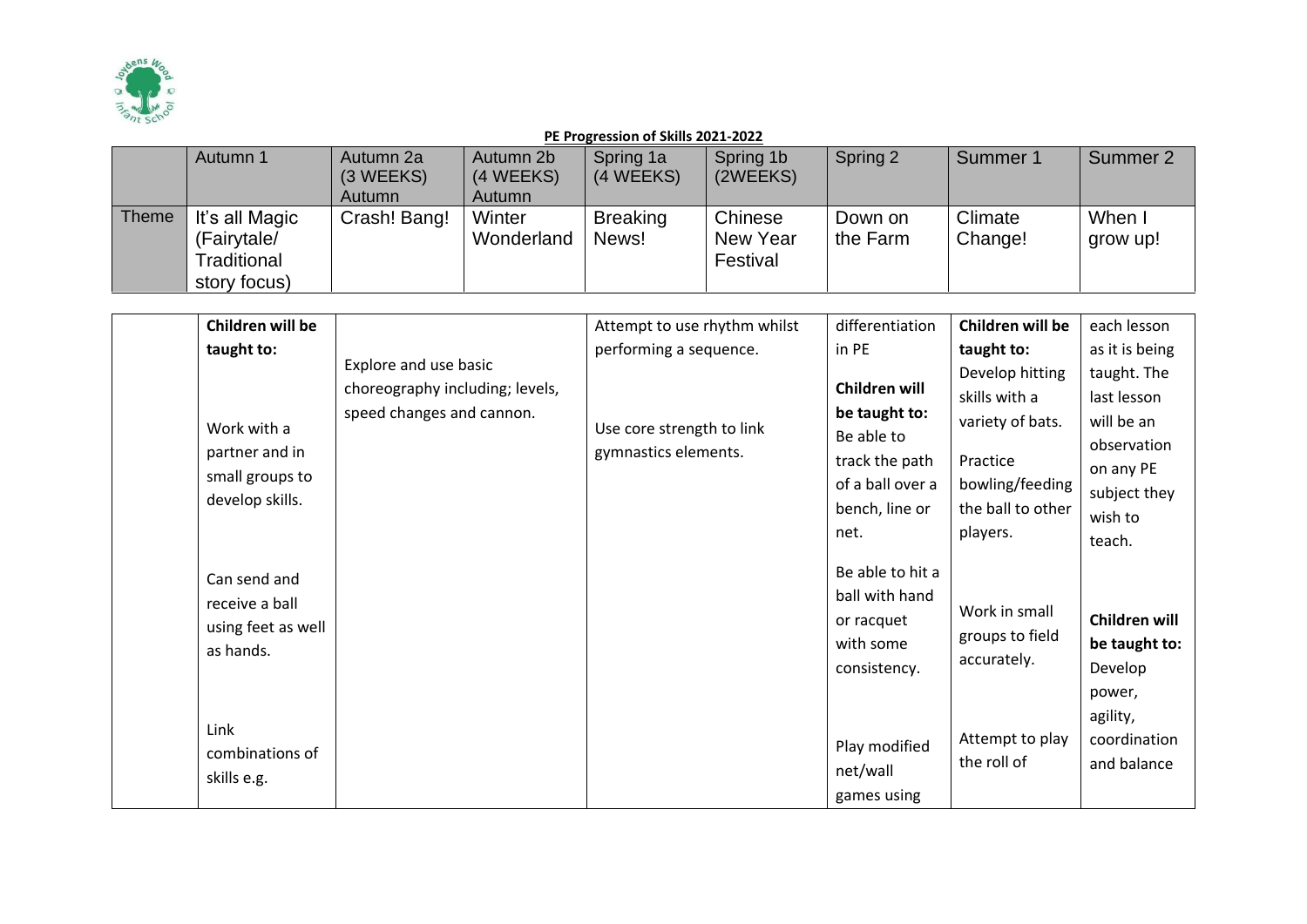**PE Progression of Skills 2021-2022**

| | Autumn 1 | Autumn 2a (3 WEEKS) Autumn | Autumn 2b (4 WEEKS) Autumn | Spring 1a (4 WEEKS) | Spring 1b (2WEEKS) | Spring 2 | Summer 1 | Summer 2 |
|---|---|---|---|---|---|---|---|---|
| Theme | It's all Magic (Fairytale/ Traditional story focus) | Crash! Bang! | Winter Wonderland | Breaking News! | Chinese New Year Festival | Down on the Farm | Climate Change! | When I grow up! |
| | **Children will be taught to:**<br><br>Work with a partner and in small groups to develop skills.<br><br>Can send and receive a ball using feet as well as hands.<br><br>Link combinations of skills e.g. | Explore and use basic choreography including; levels, speed changes and cannon. | | Attempt to use rhythm whilst performing a sequence.<br><br>Use core strength to link gymnastics elements. | | differentiation in PE<br><br>**Children will be taught to:**<br>Be able to track the path of a ball over a bench, line or net.<br><br>Be able to hit a ball with hand or racquet with some consistency.<br><br>Play modified net/wall games using | **Children will be taught to:**<br>Develop hitting skills with a variety of bats.<br><br>Practice bowling/feeding the ball to other players.<br><br>Work in small groups to field accurately.<br><br>Attempt to play the roll of | each lesson as it is being taught. The last lesson will be an observation on any PE subject they wish to teach.<br><br>**Children will be taught to:**<br>Develop power, agility, coordination and balance |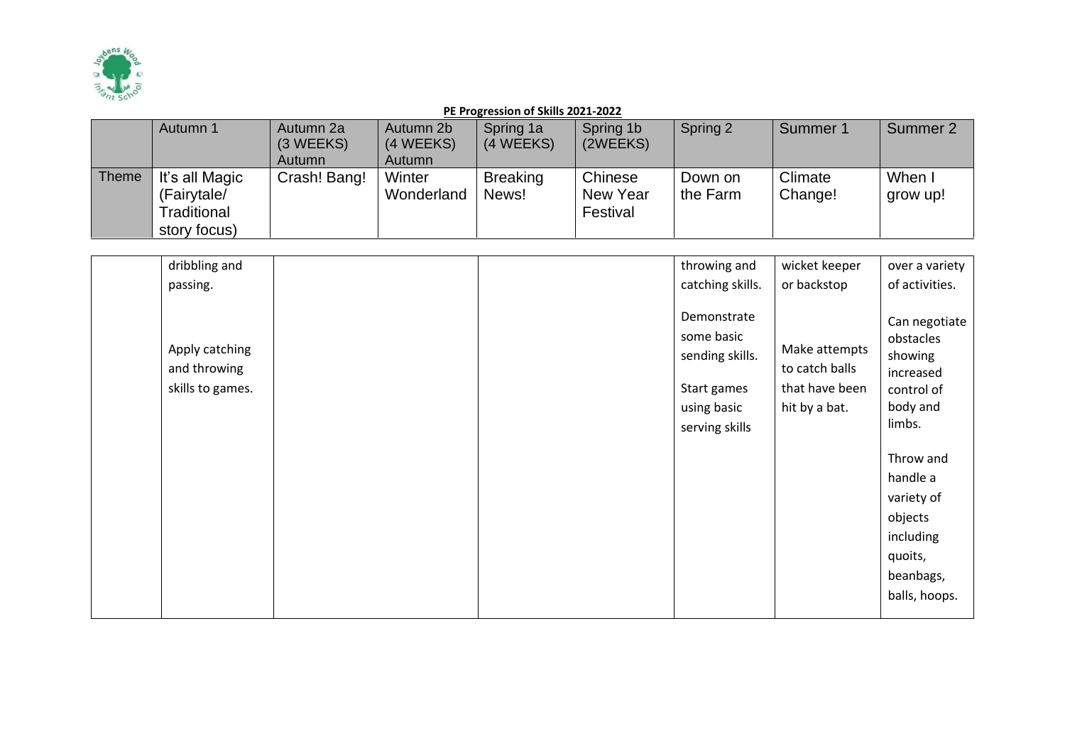**PE Progression of Skills 2021-2022**

| | Autumn 1 | Autumn 2a (3 WEEKS) Autumn | Autumn 2b (4 WEEKS) Autumn | Spring 1a (4 WEEKS) | Spring 1b (2WEEKS) | Spring 2 | Summer 1 | Summer 2 |
|---|---|---|---|---|---|---|---|---|
| Theme | It's all Magic (Fairytale/ Traditional story focus) | Crash! Bang! | Winter Wonderland | Breaking News! | Chinese New Year Festival | Down on the Farm | Climate Change! | When I grow up! |
| | dribbling and passing.<br><br>Apply catching and throwing skills to games. | | | | | throwing and catching skills.<br><br>Demonstrate some basic sending skills.<br><br>Start games using basic serving skills | wicket keeper or backstop<br><br>Make attempts to catch balls that have been hit by a bat. | over a variety of activities.<br><br>Can negotiate obstacles showing increased control of body and limbs.<br><br>Throw and handle a variety of objects including quoits, beanbags, balls, hoops. |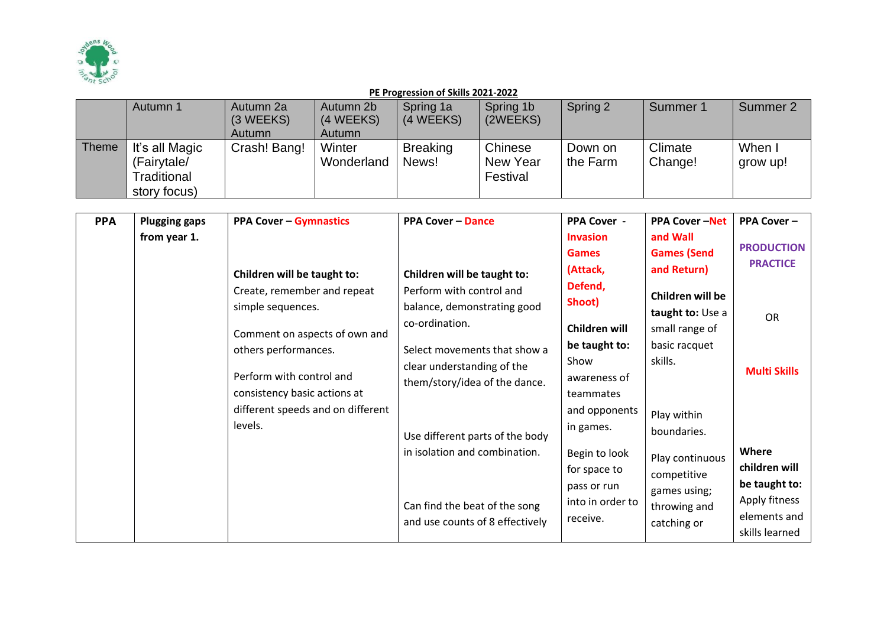**PE Progression of Skills 2021-2022**

| | Autumn 1 | Autumn 2a (3 WEEKS) Autumn | Autumn 2b (4 WEEKS) Autumn | Spring 1a (4 WEEKS) | Spring 1b (2WEEKS) | Spring 2 | Summer 1 | Summer 2 |
|---|---|---|---|---|---|---|---|---|
| Theme | It's all Magic (Fairytale/ Traditional story focus) | Crash! Bang! | Winter Wonderland | Breaking News! | Chinese New Year Festival | Down on the Farm | Climate Change! | When I grow up! |

| PPA | Plugging gaps from year 1. | PPA Cover – Gymnastics | PPA Cover – Dance | PPA Cover - Invasion Games (Attack, Defend, Shoot) | PPA Cover –Net and Wall Games (Send and Return) | PPA Cover – PRODUCTION PRACTICE OR Multi Skills |
|---|---|---|---|---|---|---|
| | | **Children will be taught to:**<br>Create, remember and repeat simple sequences.<br><br>Comment on aspects of own and others performances.<br><br>Perform with control and consistency basic actions at different speeds and on different levels. | **Children will be taught to:**<br>Perform with control and balance, demonstrating good co-ordination.<br><br>Select movements that show a clear understanding of the them/story/idea of the dance.<br><br>Use different parts of the body in isolation and combination.<br><br>Can find the beat of the song and use counts of 8 effectively | **Children will be taught to:** Show awareness of teammates and opponents in games.<br><br>Begin to look for space to pass or run into in order to receive. | **Children will be taught to:** Use a small range of basic racquet skills.<br><br>Play within boundaries.<br><br>Play continuous competitive games using; throwing and catching or | **Where children will be taught to:** Apply fitness elements and skills learned |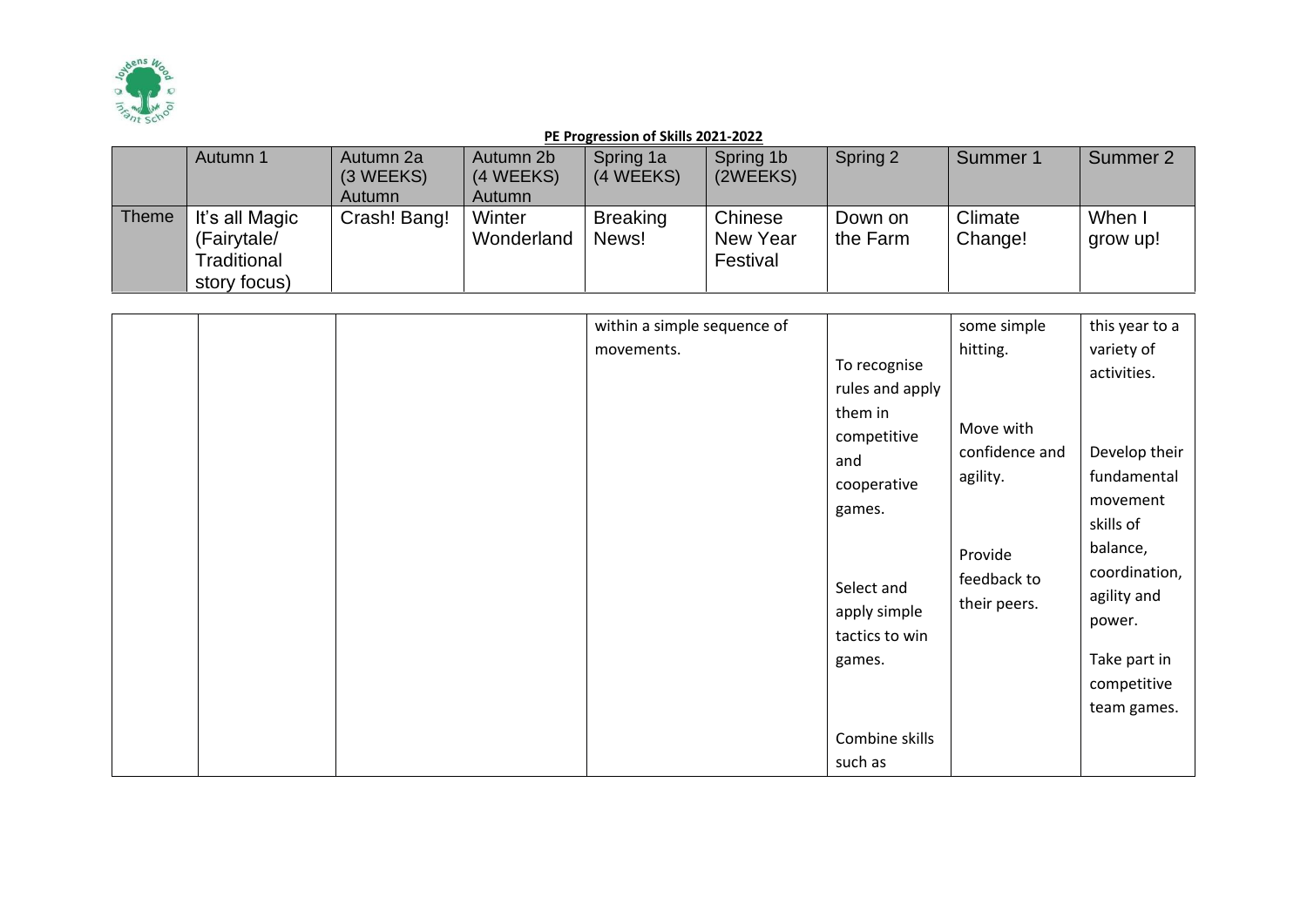**PE Progression of Skills 2021-2022**

| | Autumn 1 | Autumn 2a (3 WEEKS) Autumn | Autumn 2b (4 WEEKS) Autumn | Spring 1a (4 WEEKS) | Spring 1b (2WEEKS) | Spring 2 | Summer 1 | Summer 2 |
|---|---|---|---|---|---|---|---|---|
| Theme | It's all Magic (Fairytale/ Traditional story focus) | Crash! Bang! | Winter Wonderland | Breaking News! | Chinese New Year Festival | Down on the Farm | Climate Change! | When I grow up! |
| | | | | within a simple sequence of movements. | | To recognise rules and apply them in competitive and cooperative games.<br><br>Select and apply simple tactics to win games.<br><br>Combine skills such as | some simple hitting.<br><br>Move with confidence and agility.<br><br>Provide feedback to their peers. | this year to a variety of activities.<br><br>Develop their fundamental movement skills of balance, coordination, agility and power.<br><br>Take part in competitive team games. |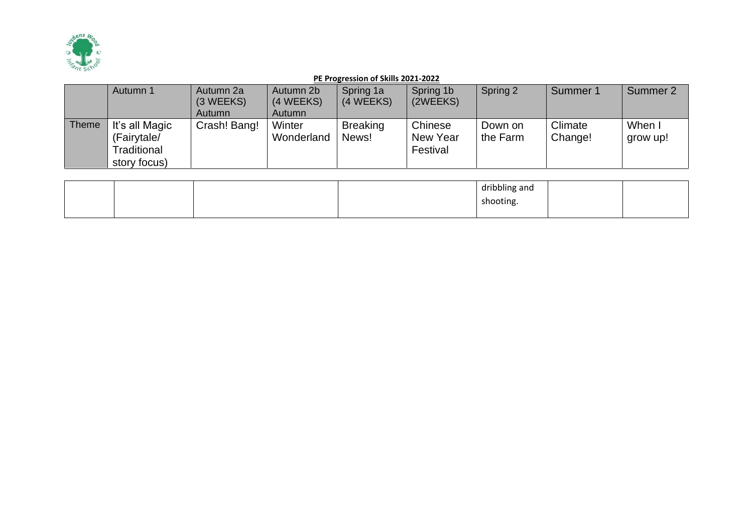**PE Progression of Skills 2021-2022**

| | Autumn 1 | Autumn 2a (3 WEEKS) Autumn | Autumn 2b (4 WEEKS) Autumn | Spring 1a (4 WEEKS) | Spring 1b (2WEEKS) | Spring 2 | Summer 1 | Summer 2 |
|---|---|---|---|---|---|---|---|---|
| Theme | It's all Magic (Fairytale/ Traditional story focus) | Crash! Bang! | Winter Wonderland | Breaking News! | Chinese New Year Festival | Down on the Farm | Climate Change! | When I grow up! |
| | | | | | | dribbling and shooting. | | |